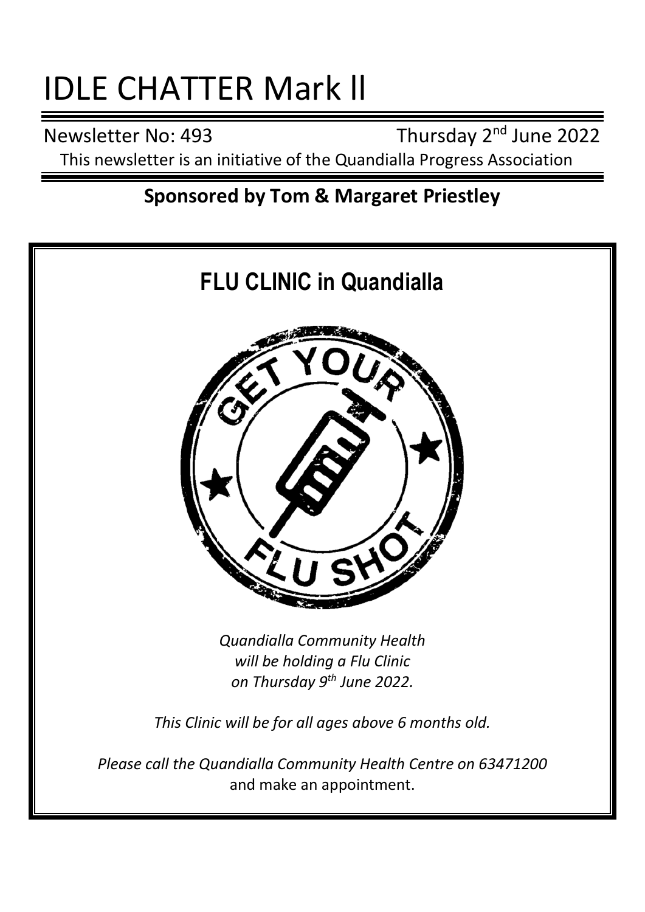# IDLE CHATTER Mark ll

Newsletter No: 493 Thursday 2nd June 2022

This newsletter is an initiative of the Quandialla Progress Association

**Sponsored by Tom & Margaret Priestley**

## FLU CLINIC in Quandialla

GET YOUR FLU SHOT

*Quandialla Community Health will be holding a Flu Clinic on Thursday 9th June 2022.*

*This Clinic will be for all ages above 6 months old.*

*Please call the Quandialla Community Health Centre on 63471200* and make an appointment.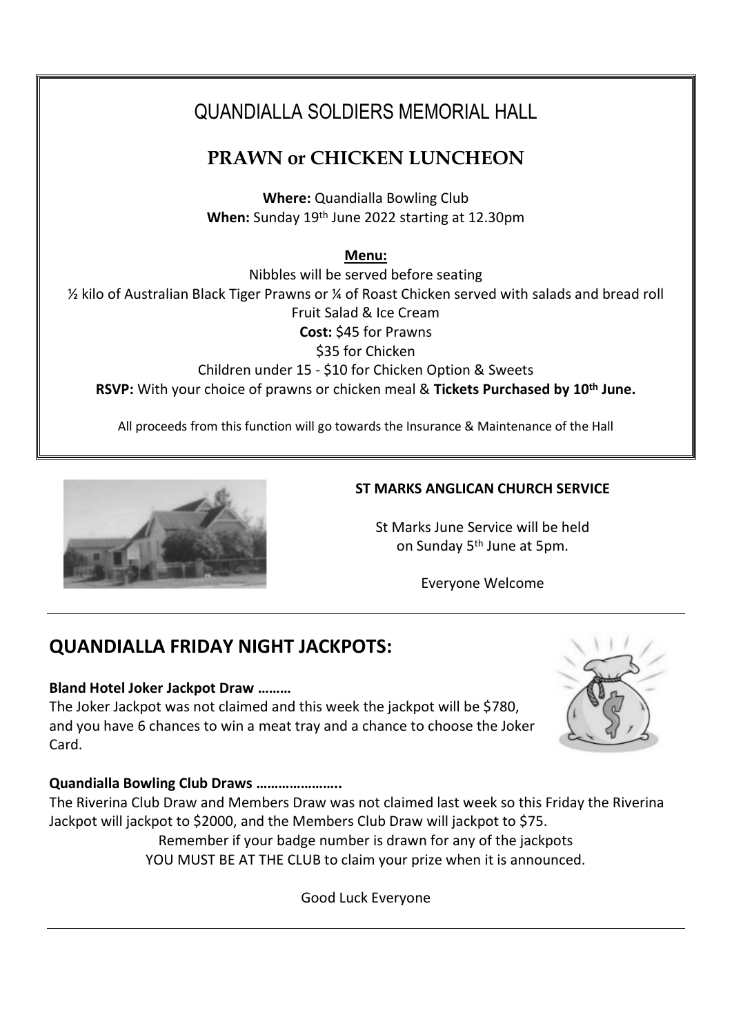# QUANDIALLA SOLDIERS MEMORIAL HALL

## PRAWN or CHICKEN LUNCHEON

**Where:** Quandialla Bowling Club
**When:** Sunday 19th June 2022 starting at 12.30pm

**Menu:**

Nibbles will be served before seating
½ kilo of Australian Black Tiger Prawns or ¼ of Roast Chicken served with salads and bread roll
Fruit Salad & Ice Cream
**Cost:** $45 for Prawns
$35 for Chicken
Children under 15 - $10 for Chicken Option & Sweets
**RSVP:** With your choice of prawns or chicken meal & **Tickets Purchased by 10th June.**

All proceeds from this function will go towards the Insurance & Maintenance of the Hall

**ST MARKS ANGLICAN CHURCH SERVICE**

St Marks June Service will be held on Sunday 5th June at 5pm.

Everyone Welcome

## QUANDIALLA FRIDAY NIGHT JACKPOTS:

**Bland Hotel Joker Jackpot Draw ………**

The Joker Jackpot was not claimed and this week the jackpot will be $780, and you have 6 chances to win a meat tray and a chance to choose the Joker Card.

**Quandialla Bowling Club Draws …………………..**

The Riverina Club Draw and Members Draw was not claimed last week so this Friday the Riverina Jackpot will jackpot to $2000, and the Members Club Draw will jackpot to $75.

Remember if your badge number is drawn for any of the jackpots
YOU MUST BE AT THE CLUB to claim your prize when it is announced.

Good Luck Everyone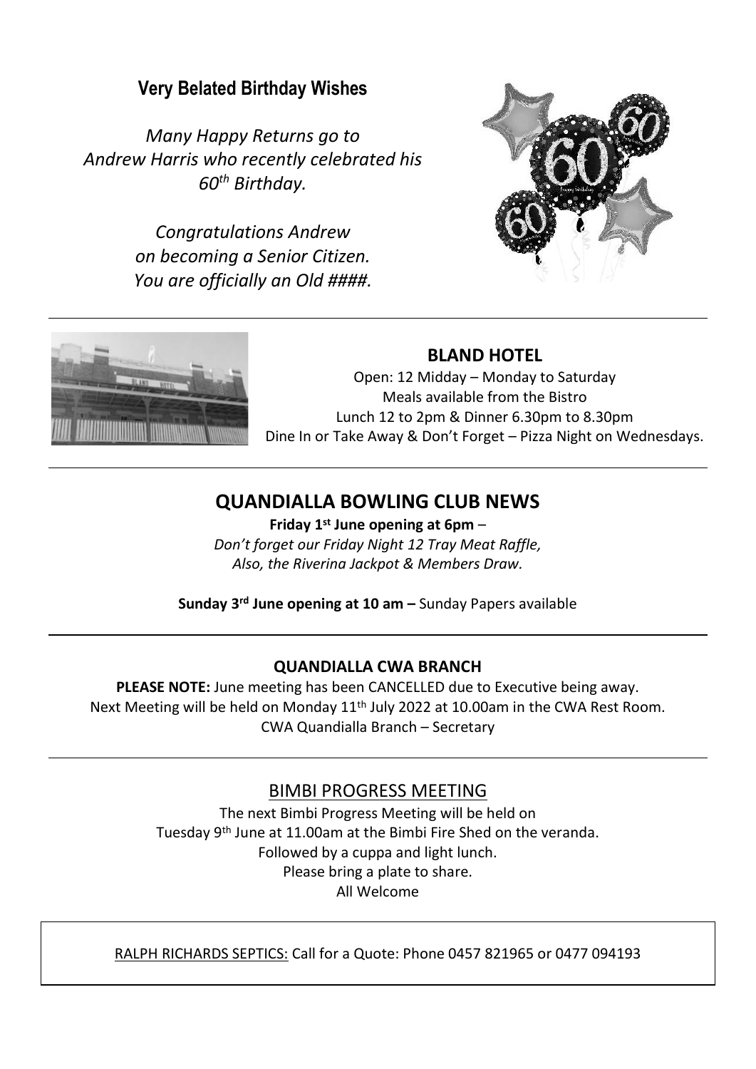## Very Belated Birthday Wishes

*Many Happy Returns go to Andrew Harris who recently celebrated his 60th Birthday.*

*Congratulations Andrew on becoming a Senior Citizen. You are officially an Old ####.*

---

## BLAND HOTEL

Open: 12 Midday – Monday to Saturday
Meals available from the Bistro
Lunch 12 to 2pm & Dinner 6.30pm to 8.30pm
Dine In or Take Away & Don't Forget – Pizza Night on Wednesdays.

---

## QUANDIALLA BOWLING CLUB NEWS

**Friday 1st June opening at 6pm** –
*Don't forget our Friday Night 12 Tray Meat Raffle, Also, the Riverina Jackpot & Members Draw.*

**Sunday 3rd June opening at 10 am –** Sunday Papers available

---

### QUANDIALLA CWA BRANCH

**PLEASE NOTE:** June meeting has been CANCELLED due to Executive being away.
Next Meeting will be held on Monday 11th July 2022 at 10.00am in the CWA Rest Room.
CWA Quandialla Branch – Secretary

---

## BIMBI PROGRESS MEETING

The next Bimbi Progress Meeting will be held on
Tuesday 9th June at 11.00am at the Bimbi Fire Shed on the veranda.
Followed by a cuppa and light lunch.
Please bring a plate to share.
All Welcome

---

RALPH RICHARDS SEPTICS: Call for a Quote: Phone 0457 821965 or 0477 094193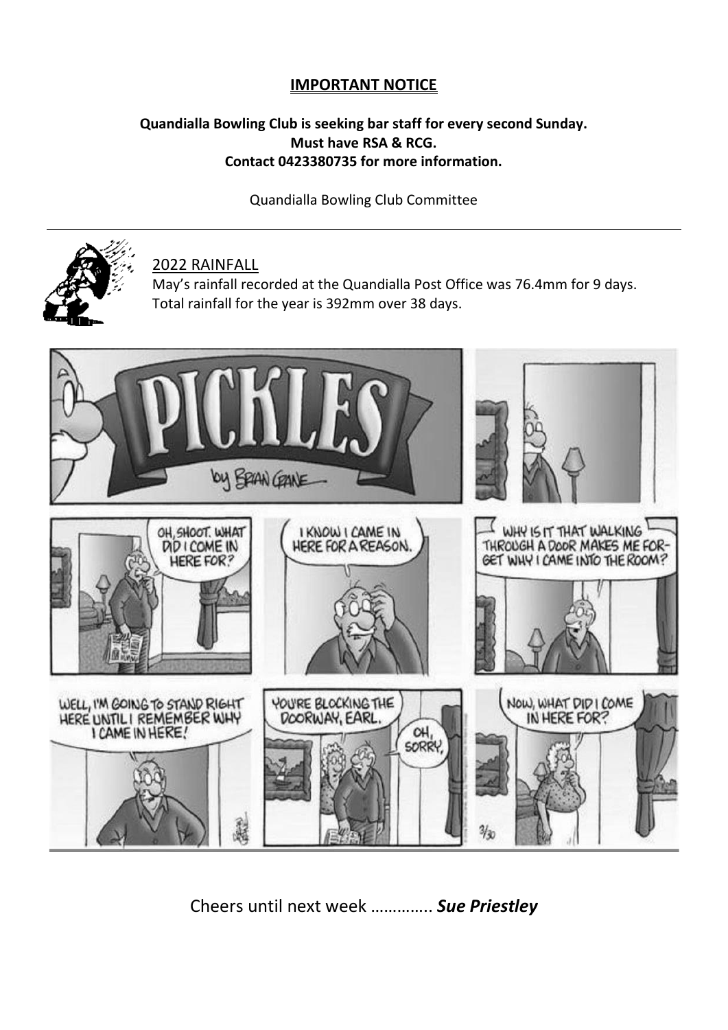## **IMPORTANT NOTICE**

**Quandialla Bowling Club is seeking bar staff for every second Sunday.**
**Must have RSA & RCG.**
**Contact 0423380735 for more information.**

Quandialla Bowling Club Committee

---

2022 RAINFALL

May's rainfall recorded at the Quandialla Post Office was 76.4mm for 9 days.
Total rainfall for the year is 392mm over 38 days.

Cheers until next week …………. ***Sue Priestley***